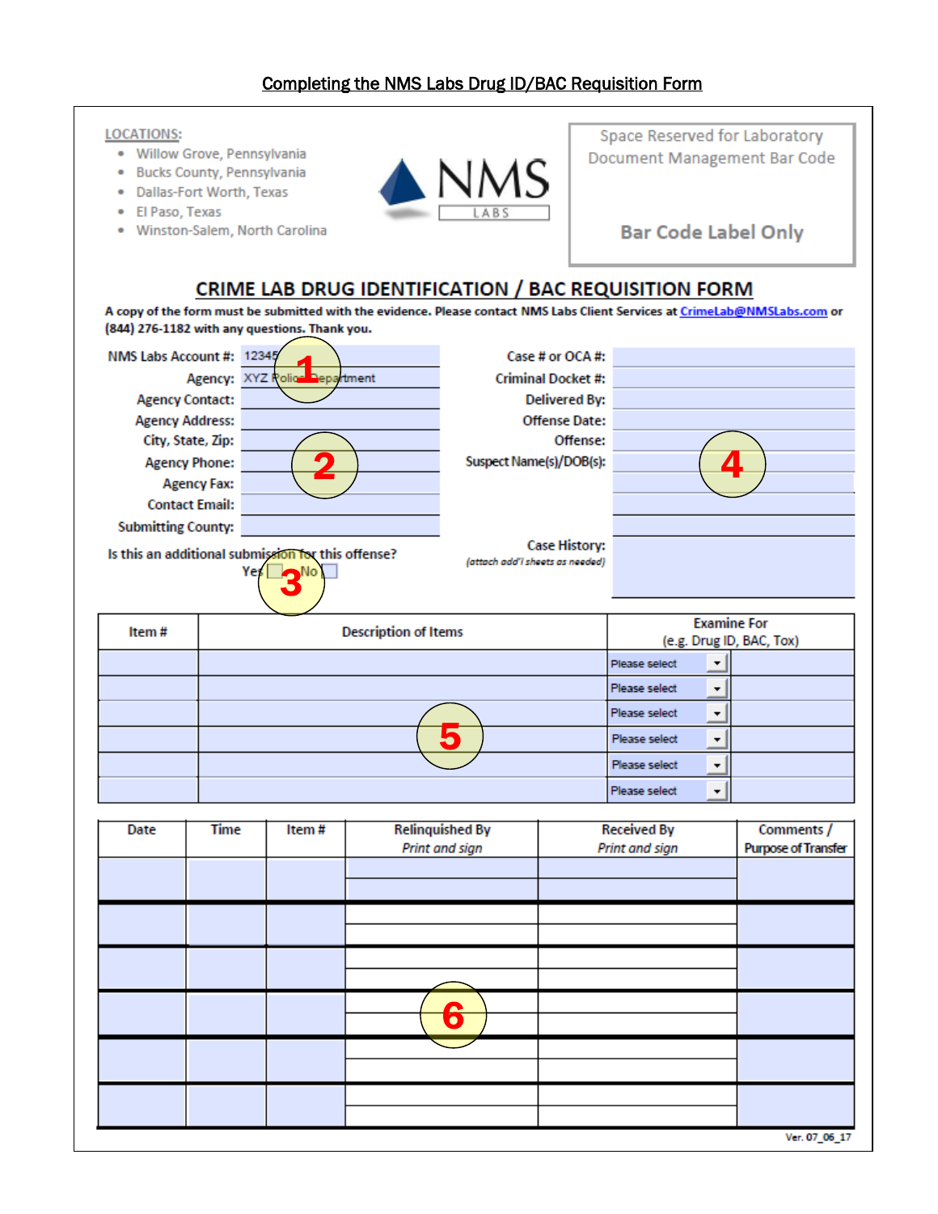# Completing the NMS Labs Drug ID/BAC Requisition Form

LOCATIONS:

- Willow Grove, Pennsylvania
- Bucks County, Pennsylvania
- Dallas-Fort Worth, Texas
- El Paso, Texas
- Winston-Salem, North Carolina

NMS LABS

Space Reserved for Laboratory Document Management Bar Code

Bar Code Label Only

## CRIME LAB DRUG IDENTIFICATION / BAC REQUISITION FORM

**A copy of the form must be submitted with the evidence. Please contact NMS Labs Client Services at CrimeLab@NMSLabs.com or (844) 276-1182 with any questions. Thank you.**

NMS Labs Account #: 12345 **1**

Agency: XYZ Police Department

Agency Contact:

Agency Address:

City, State, Zip: **2**

Agency Phone:

Agency Fax:

Contact Email:

Submitting County:

Is this an additional submission for this offense?
Yes ☐ No ☐ **3**

Case # or OCA #:

Criminal Docket #:

Delivered By:

Offense Date:

Offense:

Suspect Name(s)/DOB(s): **4**

Case History:
*(attach add'l sheets as needed)*

| Item # | Description of Items | Examine For (e.g. Drug ID, BAC, Tox) | |
|---|---|---|---|
| | | Please select | |
| | | Please select | |
| | **5** | Please select | |
| | | Please select | |
| | | Please select | |
| | | Please select | |

| Date | Time | Item # | Relinquished By *Print and sign* | Received By *Print and sign* | Comments / Purpose of Transfer |
|---|---|---|---|---|---|
| | | | | | |
| | | | | | |
| | | | | | |
| | | | **6** | | |
| | | | | | |
| | | | | | |

Ver. 07_06_17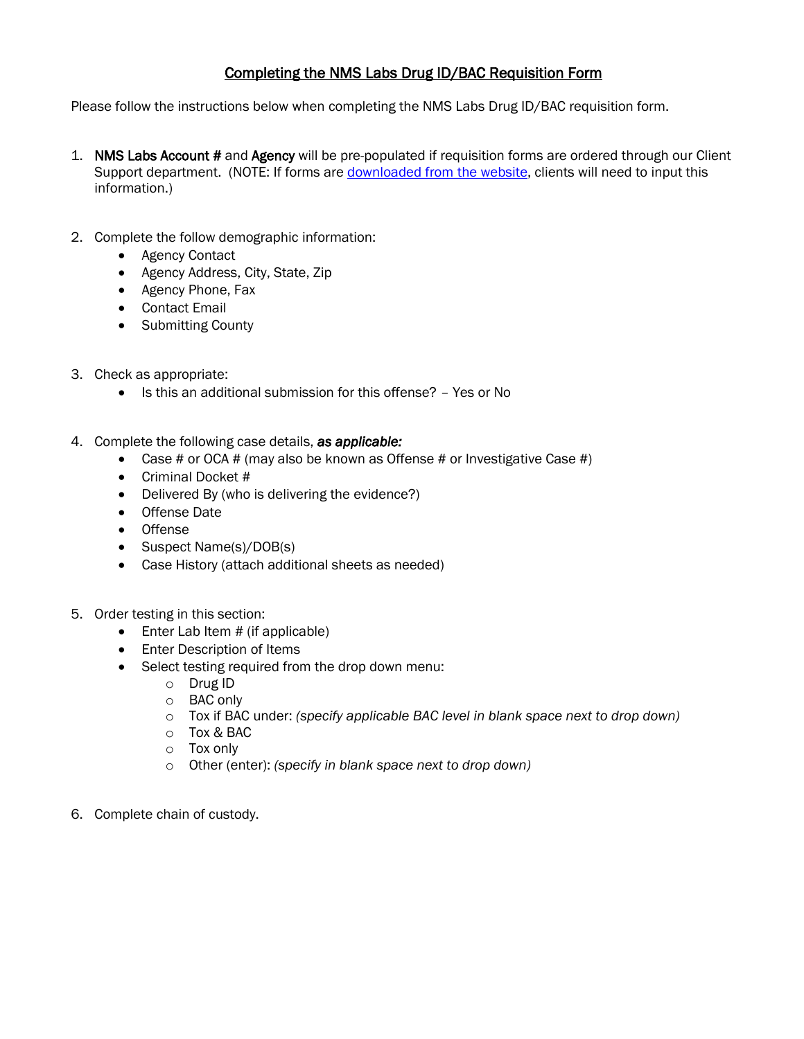# Completing the NMS Labs Drug ID/BAC Requisition Form

Please follow the instructions below when completing the NMS Labs Drug ID/BAC requisition form.

1. **NMS Labs Account #** and **Agency** will be pre-populated if requisition forms are ordered through our Client Support department. (NOTE: If forms are [downloaded from the website](), clients will need to input this information.)

2. Complete the follow demographic information:
   - Agency Contact
   - Agency Address, City, State, Zip
   - Agency Phone, Fax
   - Contact Email
   - Submitting County

3. Check as appropriate:
   - Is this an additional submission for this offense? – Yes or No

4. Complete the following case details, ***as applicable:***
   - Case # or OCA # (may also be known as Offense # or Investigative Case #)
   - Criminal Docket #
   - Delivered By (who is delivering the evidence?)
   - Offense Date
   - Offense
   - Suspect Name(s)/DOB(s)
   - Case History (attach additional sheets as needed)

5. Order testing in this section:
   - Enter Lab Item # (if applicable)
   - Enter Description of Items
   - Select testing required from the drop down menu:
     - Drug ID
     - BAC only
     - Tox if BAC under: *(specify applicable BAC level in blank space next to drop down)*
     - Tox & BAC
     - Tox only
     - Other (enter): *(specify in blank space next to drop down)*

6. Complete chain of custody.